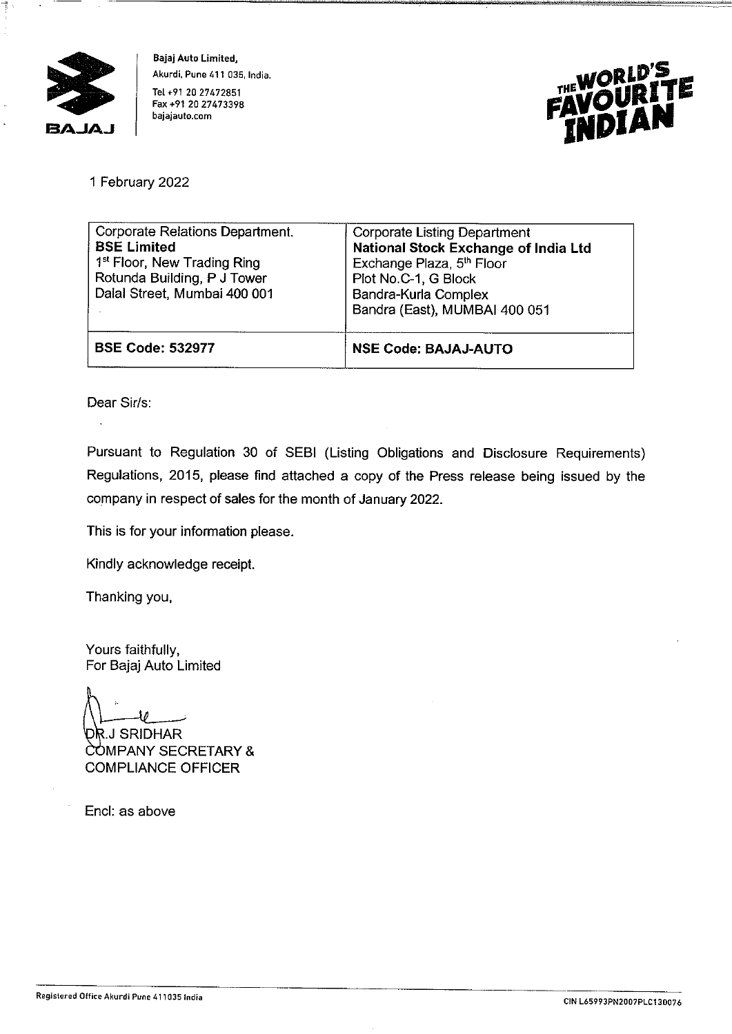**Bajaj Auto Limited,**
Akurdi, Pune 411 035, India.
Tel +91 20 27472851
Fax +91 20 27473398
bajajauto.com

THE WORLD'S FAVOURITE INDIAN

1 February 2022

| Corporate Relations Department. **BSE Limited** 1st Floor, New Trading Ring Rotunda Building, P J Tower Dalal Street, Mumbai 400 001 | Corporate Listing Department **National Stock Exchange of India Ltd** Exchange Plaza, 5th Floor Plot No.C-1, G Block Bandra-Kurla Complex Bandra (East), MUMBAI 400 051 |
|---|---|
| **BSE Code: 532977** | **NSE Code: BAJAJ-AUTO** |

Dear Sir/s:

Pursuant to Regulation 30 of SEBI (Listing Obligations and Disclosure Requirements) Regulations, 2015, please find attached a copy of the Press release being issued by the company in respect of sales for the month of January 2022.

This is for your information please.

Kindly acknowledge receipt.

Thanking you,

Yours faithfully,
For Bajaj Auto Limited

DR.J SRIDHAR
COMPANY SECRETARY &
COMPLIANCE OFFICER

Encl: as above

Registered Office Akurdi Pune 411035 India

CIN L65993PN2007PLC130076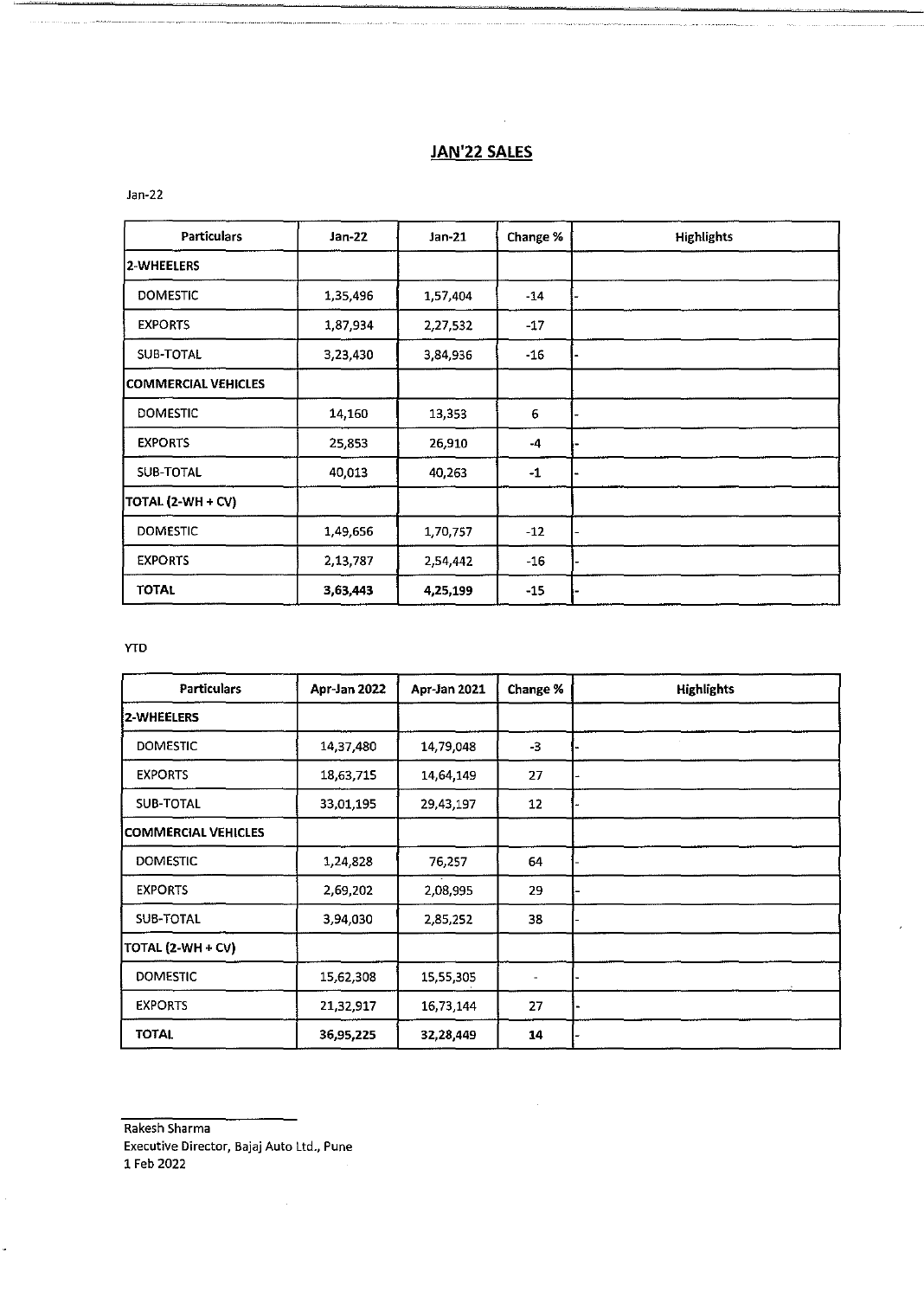## JAN'22 SALES

Jan-22

| Particulars | Jan-22 | Jan-21 | Change % | Highlights |
| --- | --- | --- | --- | --- |
| **2-WHEELERS** | | | | |
| DOMESTIC | 1,35,496 | 1,57,404 | -14 | - |
| EXPORTS | 1,87,934 | 2,27,532 | -17 | |
| SUB-TOTAL | 3,23,430 | 3,84,936 | -16 | - |
| **COMMERCIAL VEHICLES** | | | | |
| DOMESTIC | 14,160 | 13,353 | 6 | - |
| EXPORTS | 25,853 | 26,910 | -4 | - |
| SUB-TOTAL | 40,013 | 40,263 | -1 | - |
| **TOTAL (2-WH + CV)** | | | | |
| DOMESTIC | 1,49,656 | 1,70,757 | -12 | - |
| EXPORTS | 2,13,787 | 2,54,442 | -16 | - |
| **TOTAL** | **3,63,443** | **4,25,199** | **-15** | - |

YTD

| Particulars | Apr-Jan 2022 | Apr-Jan 2021 | Change % | Highlights |
| --- | --- | --- | --- | --- |
| **2-WHEELERS** | | | | |
| DOMESTIC | 14,37,480 | 14,79,048 | -3 | - |
| EXPORTS | 18,63,715 | 14,64,149 | 27 | - |
| SUB-TOTAL | 33,01,195 | 29,43,197 | 12 | - |
| **COMMERCIAL VEHICLES** | | | | |
| DOMESTIC | 1,24,828 | 76,257 | 64 | - |
| EXPORTS | 2,69,202 | 2,08,995 | 29 | - |
| SUB-TOTAL | 3,94,030 | 2,85,252 | 38 | - |
| **TOTAL (2-WH + CV)** | | | | |
| DOMESTIC | 15,62,308 | 15,55,305 | - | - |
| EXPORTS | 21,32,917 | 16,73,144 | 27 | - |
| **TOTAL** | **36,95,225** | **32,28,449** | **14** | - |

Rakesh Sharma
Executive Director, Bajaj Auto Ltd., Pune
1 Feb 2022